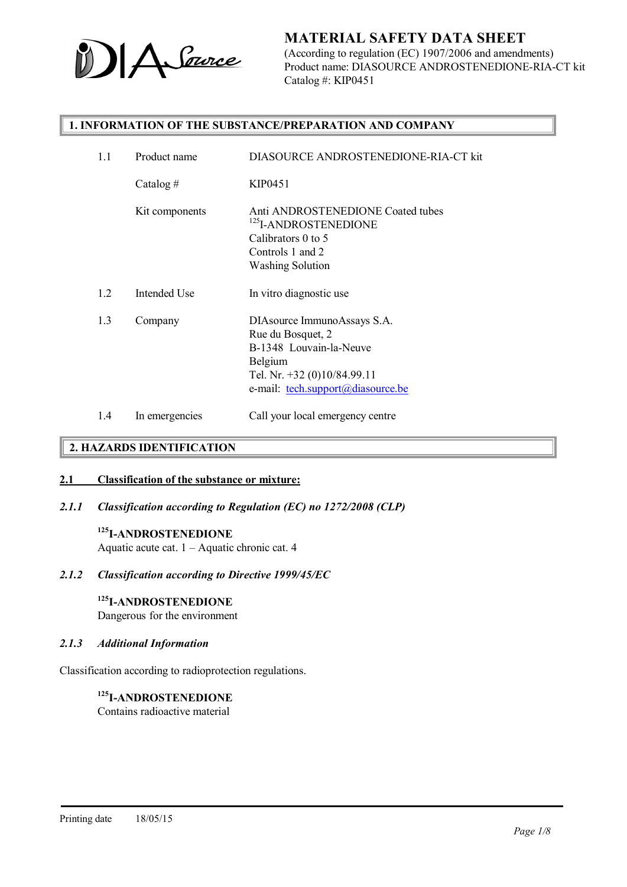# MATERIAL SAFETY DATA SHEET

(According to regulation (EC) 1907/2006 and amendments)
Product name: DIASOURCE ANDROSTENEDIONE-RIA-CT kit
Catalog #: KIP0451

## 1. INFORMATION OF THE SUBSTANCE/PREPARATION AND COMPANY

| | | |
|---|---|---|
| 1.1 | Product name | DIASOURCE ANDROSTENEDIONE-RIA-CT kit |
| | Catalog # | KIP0451 |
| | Kit components | Anti ANDROSTENEDIONE Coated tubes<br>$^{125}$I-ANDROSTENEDIONE<br>Calibrators 0 to 5<br>Controls 1 and 2<br>Washing Solution |
| 1.2 | Intended Use | In vitro diagnostic use |
| 1.3 | Company | DIAsource ImmunoAssays S.A.<br>Rue du Bosquet, 2<br>B-1348 Louvain-la-Neuve<br>Belgium<br>Tel. Nr. +32 (0)10/84.99.11<br>e-mail: tech.support@diasource.be |
| 1.4 | In emergencies | Call your local emergency centre |

## 2. HAZARDS IDENTIFICATION

### 2.1 Classification of the substance or mixture:

#### *2.1.1 Classification according to Regulation (EC) no 1272/2008 (CLP)*

**$^{125}$I-ANDROSTENEDIONE**
Aquatic acute cat. 1 – Aquatic chronic cat. 4

#### *2.1.2 Classification according to Directive 1999/45/EC*

**$^{125}$I-ANDROSTENEDIONE**
Dangerous for the environment

#### *2.1.3 Additional Information*

Classification according to radioprotection regulations.

**$^{125}$I-ANDROSTENEDIONE**
Contains radioactive material

Printing date 18/05/15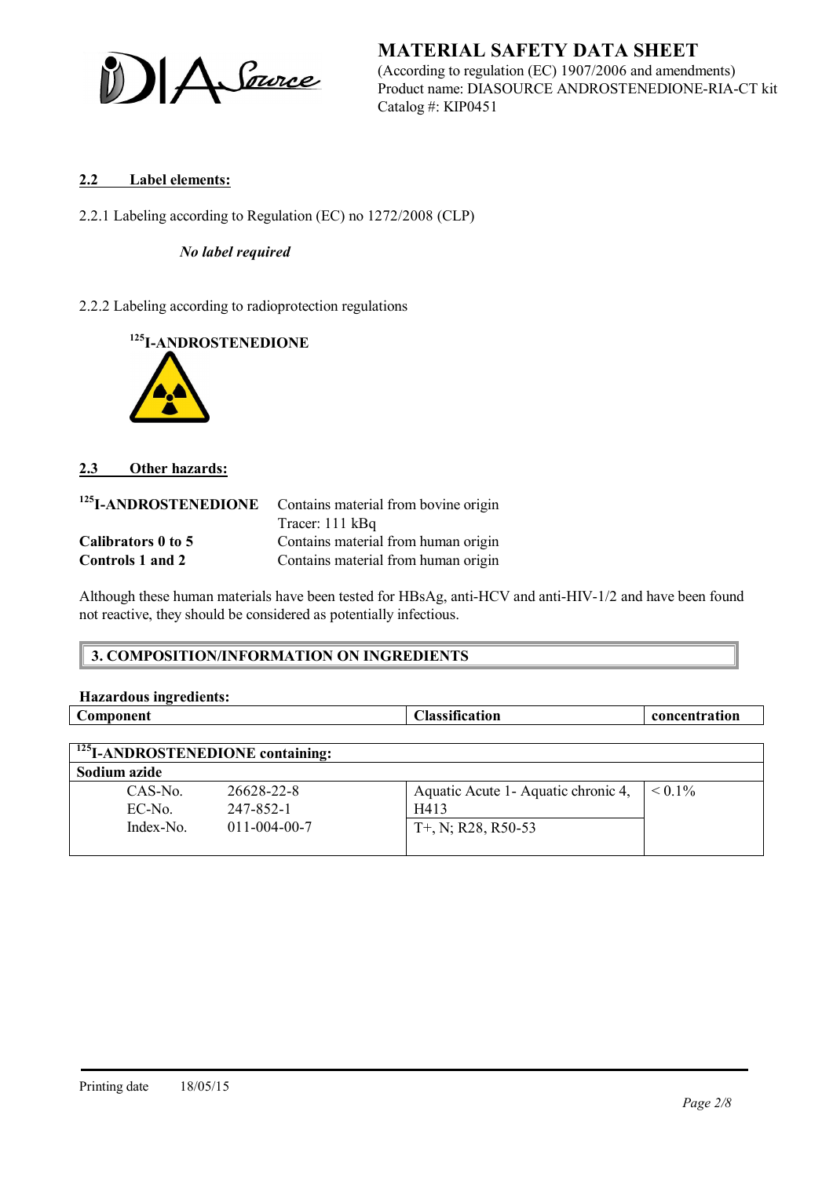## 2.2 Label elements:

2.2.1 Labeling according to Regulation (EC) no 1272/2008 (CLP)

*No label required*

2.2.2 Labeling according to radioprotection regulations

**$^{125}$I-ANDROSTENEDIONE**

## 2.3 Other hazards:

| | |
|---|---|
| **$^{125}$I-ANDROSTENEDIONE** | Contains material from bovine origin<br>Tracer: 111 kBq |
| **Calibrators 0 to 5** | Contains material from human origin |
| **Controls 1 and 2** | Contains material from human origin |

Although these human materials have been tested for HBsAg, anti-HCV and anti-HIV-1/2 and have been found not reactive, they should be considered as potentially infectious.

## 3. COMPOSITION/INFORMATION ON INGREDIENTS

**Hazardous ingredients:**

| Component | Classification | concentration |
|---|---|---|
| **$^{125}$I-ANDROSTENEDIONE containing:** | | |
| **Sodium azide** | | |
| CAS-No. 26628-22-8<br>EC-No. 247-852-1<br>Index-No. 011-004-00-7 | Aquatic Acute 1- Aquatic chronic 4, H413<br>T+, N; R28, R50-53 | < 0.1% |

Printing date 18/05/15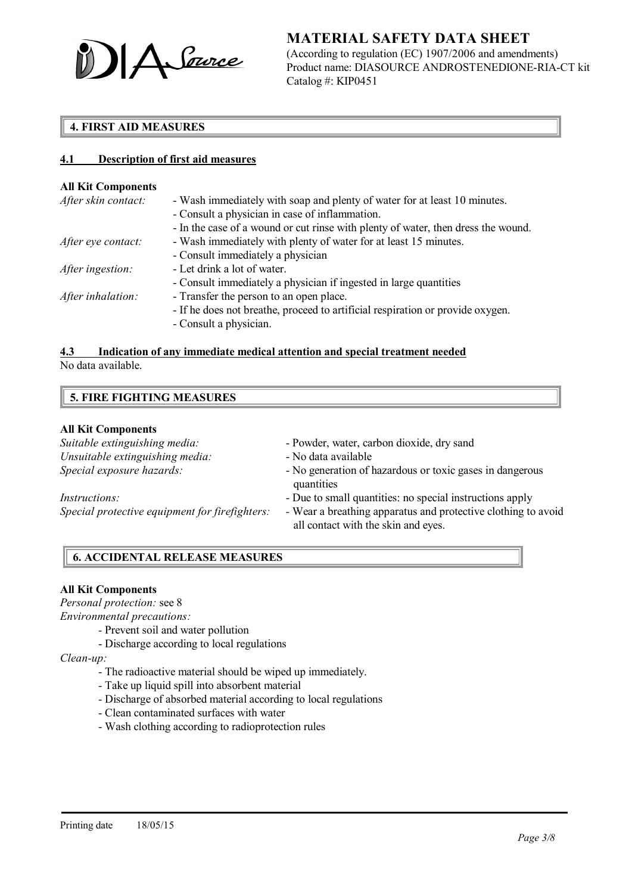## 4. FIRST AID MEASURES

### 4.1 Description of first aid measures

**All Kit Components**

*After skin contact:*
- Wash immediately with soap and plenty of water for at least 10 minutes.
- Consult a physician in case of inflammation.
- In the case of a wound or cut rinse with plenty of water, then dress the wound.

*After eye contact:*
- Wash immediately with plenty of water for at least 15 minutes.
- Consult immediately a physician

*After ingestion:*
- Let drink a lot of water.
- Consult immediately a physician if ingested in large quantities

*After inhalation:*
- Transfer the person to an open place.
- If he does not breathe, proceed to artificial respiration or provide oxygen.
- Consult a physician.

### 4.3 Indication of any immediate medical attention and special treatment needed

No data available.

## 5. FIRE FIGHTING MEASURES

**All Kit Components**

*Suitable extinguishing media:* - Powder, water, carbon dioxide, dry sand

*Unsuitable extinguishing media:* - No data available

*Special exposure hazards:* - No generation of hazardous or toxic gases in dangerous quantities

*Instructions:* - Due to small quantities: no special instructions apply

*Special protective equipment for firefighters:* - Wear a breathing apparatus and protective clothing to avoid all contact with the skin and eyes.

## 6. ACCIDENTAL RELEASE MEASURES

**All Kit Components**

*Personal protection:* see 8

*Environmental precautions:*
- Prevent soil and water pollution
- Discharge according to local regulations

*Clean-up:*
- The radioactive material should be wiped up immediately.
- Take up liquid spill into absorbent material
- Discharge of absorbed material according to local regulations
- Clean contaminated surfaces with water
- Wash clothing according to radioprotection rules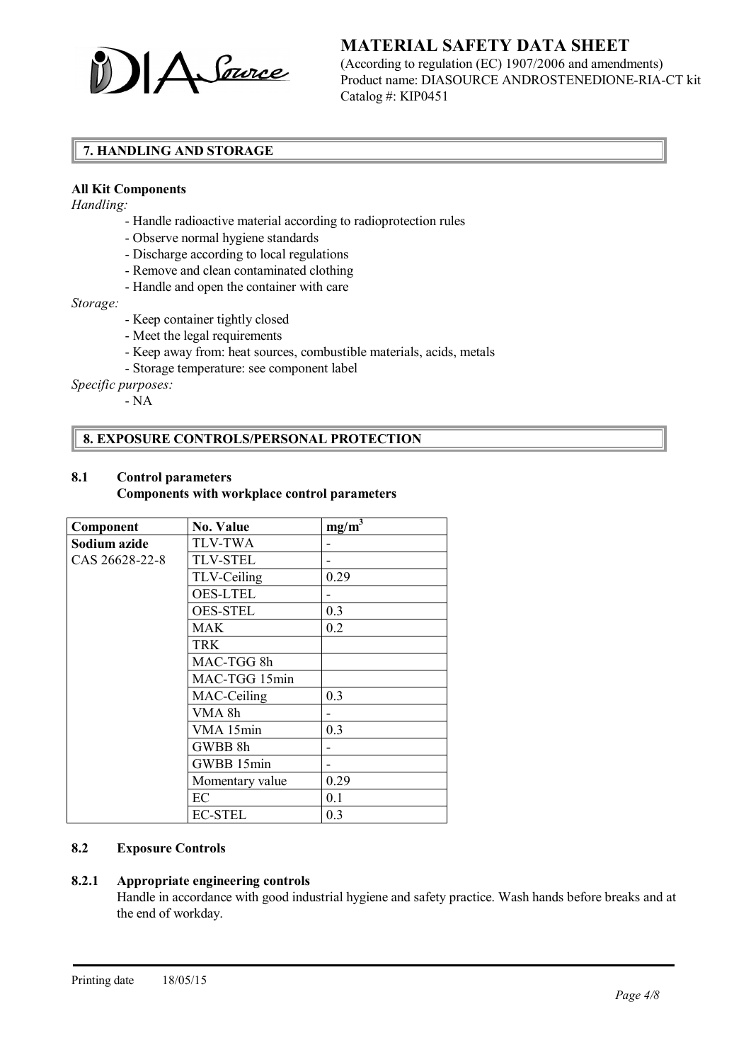## 7. HANDLING AND STORAGE

**All Kit Components**

*Handling:*

- Handle radioactive material according to radioprotection rules
- Observe normal hygiene standards
- Discharge according to local regulations
- Remove and clean contaminated clothing
- Handle and open the container with care

*Storage:*

- Keep container tightly closed
- Meet the legal requirements
- Keep away from: heat sources, combustible materials, acids, metals
- Storage temperature: see component label

*Specific purposes:*

- NA

## 8. EXPOSURE CONTROLS/PERSONAL PROTECTION

### 8.1 Control parameters

**Components with workplace control parameters**

| Component | No. Value | $mg/m^3$ |
|---|---|---|
| **Sodium azide** | TLV-TWA | - |
| CAS 26628-22-8 | TLV-STEL | - |
| | TLV-Ceiling | 0.29 |
| | OES-LTEL | - |
| | OES-STEL | 0.3 |
| | MAK | 0.2 |
| | TRK | |
| | MAC-TGG 8h | |
| | MAC-TGG 15min | |
| | MAC-Ceiling | 0.3 |
| | VMA 8h | - |
| | VMA 15min | 0.3 |
| | GWBB 8h | - |
| | GWBB 15min | - |
| | Momentary value | 0.29 |
| | EC | 0.1 |
| | EC-STEL | 0.3 |

### 8.2 Exposure Controls

#### 8.2.1 Appropriate engineering controls

Handle in accordance with good industrial hygiene and safety practice. Wash hands before breaks and at the end of workday.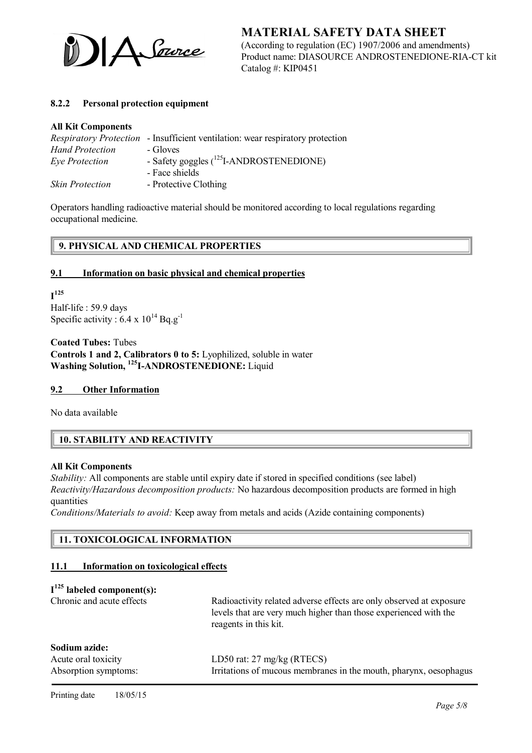#### 8.2.2 Personal protection equipment

**All Kit Components**

| | |
|---|---|
| *Respiratory Protection* | - Insufficient ventilation: wear respiratory protection |
| *Hand Protection* | - Gloves |
| *Eye Protection* | - Safety goggles ($^{125}$I-ANDROSTENEDIONE) |
| | - Face shields |
| *Skin Protection* | - Protective Clothing |

Operators handling radioactive material should be monitored according to local regulations regarding occupational medicine.

## 9. PHYSICAL AND CHEMICAL PROPERTIES

### 9.1 Information on basic physical and chemical properties

**$I^{125}$**

Half-life : 59.9 days

Specific activity : $6.4 \times 10^{14}$ Bq.g$^{-1}$

**Coated Tubes:** Tubes

**Controls 1 and 2, Calibrators 0 to 5:** Lyophilized, soluble in water

**Washing Solution, $^{125}$I-ANDROSTENEDIONE:** Liquid

### 9.2 Other Information

No data available

## 10. STABILITY AND REACTIVITY

**All Kit Components**

*Stability:* All components are stable until expiry date if stored in specified conditions (see label)

*Reactivity/Hazardous decomposition products:* No hazardous decomposition products are formed in high quantities

*Conditions/Materials to avoid:* Keep away from metals and acids (Azide containing components)

## 11. TOXICOLOGICAL INFORMATION

### 11.1 Information on toxicological effects

**$I^{125}$ labeled component(s):**

| | |
|---|---|
| Chronic and acute effects | Radioactivity related adverse effects are only observed at exposure levels that are very much higher than those experienced with the reagents in this kit. |

**Sodium azide:**

| | |
|---|---|
| Acute oral toxicity | LD50 rat: 27 mg/kg (RTECS) |
| Absorption symptoms: | Irritations of mucous membranes in the mouth, pharynx, oesophagus |

Printing date 18/05/15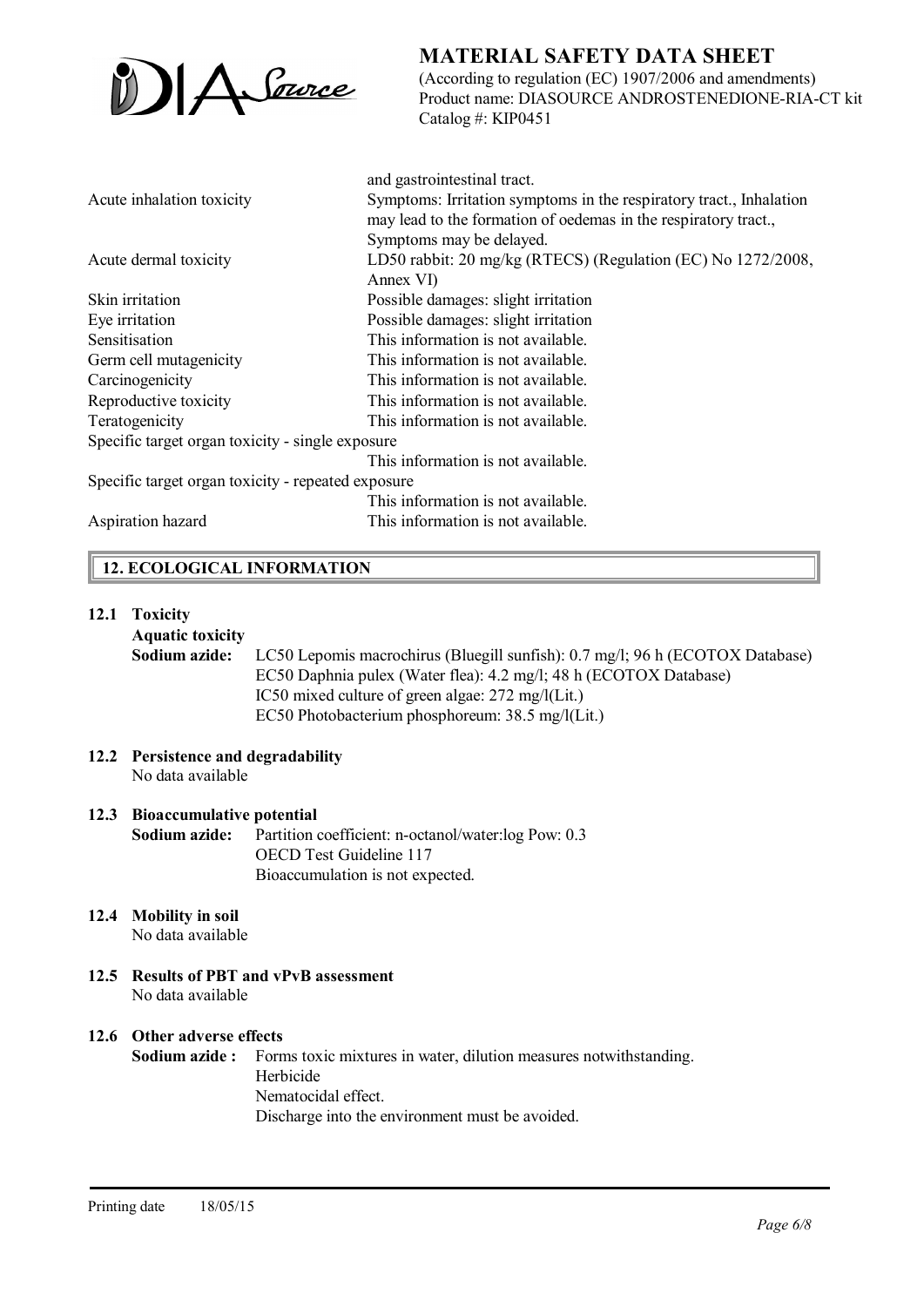| | |
|---|---|
| | and gastrointestinal tract. |
| Acute inhalation toxicity | Symptoms: Irritation symptoms in the respiratory tract., Inhalation may lead to the formation of oedemas in the respiratory tract., Symptoms may be delayed. |
| Acute dermal toxicity | LD50 rabbit: 20 mg/kg (RTECS) (Regulation (EC) No 1272/2008, Annex VI) |
| Skin irritation | Possible damages: slight irritation |
| Eye irritation | Possible damages: slight irritation |
| Sensitisation | This information is not available. |
| Germ cell mutagenicity | This information is not available. |
| Carcinogenicity | This information is not available. |
| Reproductive toxicity | This information is not available. |
| Teratogenicity | This information is not available. |
| Specific target organ toxicity - single exposure | This information is not available. |
| Specific target organ toxicity - repeated exposure | This information is not available. |
| Aspiration hazard | This information is not available. |

## 12. ECOLOGICAL INFORMATION

**12.1 Toxicity**

**Aquatic toxicity**

**Sodium azide:** LC50 Lepomis macrochirus (Bluegill sunfish): 0.7 mg/l; 96 h (ECOTOX Database)
EC50 Daphnia pulex (Water flea): 4.2 mg/l; 48 h (ECOTOX Database)
IC50 mixed culture of green algae: 272 mg/l(Lit.)
EC50 Photobacterium phosphoreum: 38.5 mg/l(Lit.)

**12.2 Persistence and degradability**

No data available

**12.3 Bioaccumulative potential**

**Sodium azide:** Partition coefficient: n-octanol/water:log Pow: 0.3
OECD Test Guideline 117
Bioaccumulation is not expected.

**12.4 Mobility in soil**

No data available

**12.5 Results of PBT and vPvB assessment**

No data available

**12.6 Other adverse effects**

**Sodium azide :** Forms toxic mixtures in water, dilution measures notwithstanding.
Herbicide
Nematocidal effect.
Discharge into the environment must be avoided.

Printing date 18/05/15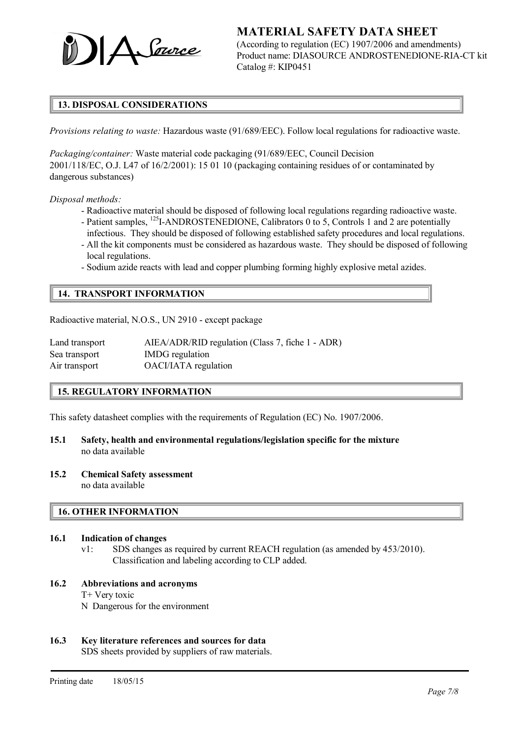## 13. DISPOSAL CONSIDERATIONS

*Provisions relating to waste:* Hazardous waste (91/689/EEC). Follow local regulations for radioactive waste.

*Packaging/container:* Waste material code packaging (91/689/EEC, Council Decision 2001/118/EC, O.J. L47 of 16/2/2001): 15 01 10 (packaging containing residues of or contaminated by dangerous substances)

*Disposal methods:*

- Radioactive material should be disposed of following local regulations regarding radioactive waste.
- Patient samples, $^{125}$I-ANDROSTENEDIONE, Calibrators 0 to 5, Controls 1 and 2 are potentially infectious. They should be disposed of following established safety procedures and local regulations.
- All the kit components must be considered as hazardous waste. They should be disposed of following local regulations.
- Sodium azide reacts with lead and copper plumbing forming highly explosive metal azides.

## 14. TRANSPORT INFORMATION

Radioactive material, N.O.S., UN 2910 - except package

| | |
|---|---|
| Land transport | AIEA/ADR/RID regulation (Class 7, fiche 1 - ADR) |
| Sea transport | IMDG regulation |
| Air transport | OACI/IATA regulation |

## 15. REGULATORY INFORMATION

This safety datasheet complies with the requirements of Regulation (EC) No. 1907/2006.

**15.1 Safety, health and environmental regulations/legislation specific for the mixture**
no data available

**15.2 Chemical Safety assessment**
no data available

## 16. OTHER INFORMATION

**16.1 Indication of changes**

v1: SDS changes as required by current REACH regulation (as amended by 453/2010). Classification and labeling according to CLP added.

**16.2 Abbreviations and acronyms**

T+ Very toxic
N Dangerous for the environment

**16.3 Key literature references and sources for data**
SDS sheets provided by suppliers of raw materials.

Printing date 18/05/15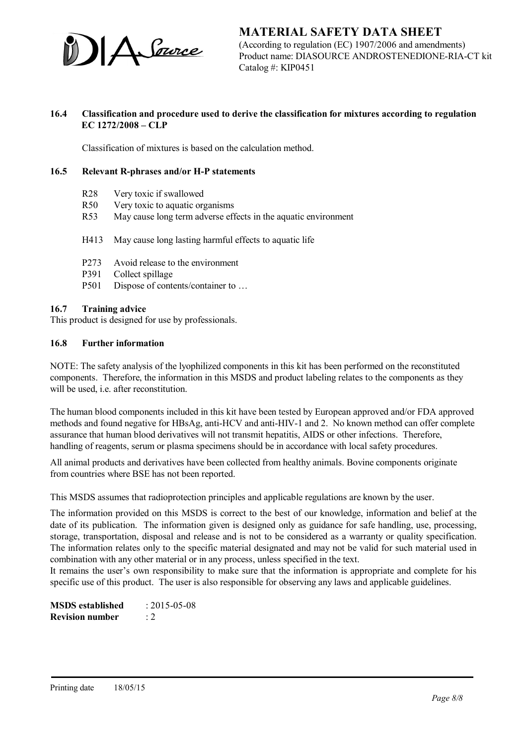#### 16.4 Classification and procedure used to derive the classification for mixtures according to regulation EC 1272/2008 – CLP

Classification of mixtures is based on the calculation method.

#### 16.5 Relevant R-phrases and/or H-P statements

R28 Very toxic if swallowed
R50 Very toxic to aquatic organisms
R53 May cause long term adverse effects in the aquatic environment

H413 May cause long lasting harmful effects to aquatic life

P273 Avoid release to the environment
P391 Collect spillage
P501 Dispose of contents/container to …

#### 16.7 Training advice

This product is designed for use by professionals.

#### 16.8 Further information

NOTE: The safety analysis of the lyophilized components in this kit has been performed on the reconstituted components. Therefore, the information in this MSDS and product labeling relates to the components as they will be used, i.e. after reconstitution.

The human blood components included in this kit have been tested by European approved and/or FDA approved methods and found negative for HBsAg, anti-HCV and anti-HIV-1 and 2. No known method can offer complete assurance that human blood derivatives will not transmit hepatitis, AIDS or other infections. Therefore, handling of reagents, serum or plasma specimens should be in accordance with local safety procedures.

All animal products and derivatives have been collected from healthy animals. Bovine components originate from countries where BSE has not been reported.

This MSDS assumes that radioprotection principles and applicable regulations are known by the user.

The information provided on this MSDS is correct to the best of our knowledge, information and belief at the date of its publication. The information given is designed only as guidance for safe handling, use, processing, storage, transportation, disposal and release and is not to be considered as a warranty or quality specification. The information relates only to the specific material designated and may not be valid for such material used in combination with any other material or in any process, unless specified in the text.
It remains the user's own responsibility to make sure that the information is appropriate and complete for his specific use of this product. The user is also responsible for observing any laws and applicable guidelines.

**MSDS established** : 2015-05-08
**Revision number** : 2

Printing date 18/05/15